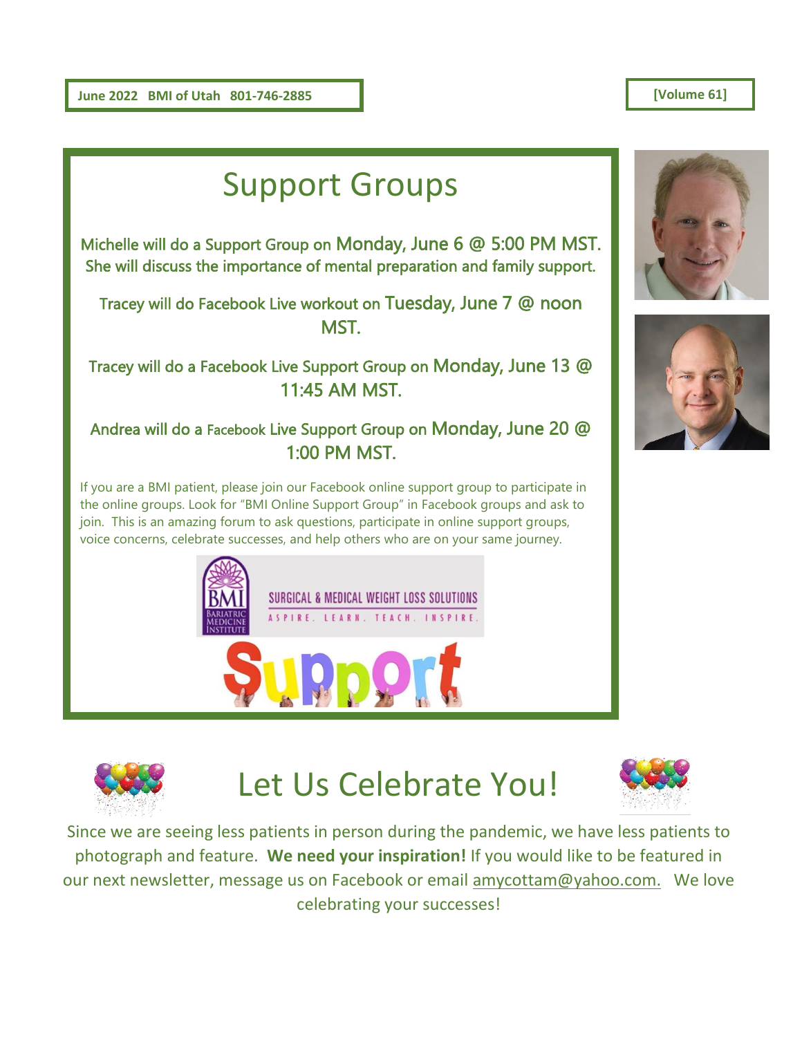June 2022 BMI of Utah 801-746-2885

[Volume 61]

# Support Groups

Michelle will do a Support Group on Monday, June 6 @ 5:00 PM MST. She will discuss the importance of mental preparation and family support.

Tracey will do Facebook Live workout on Tuesday, June 7 @ noon MST.

Tracey will do a Facebook Live Support Group on Monday, June 13 @ 11:45 AM MST.

Andrea will do a Facebook Live Support Group on Monday, June 20 @ 1:00 PM MST.

If you are a BMI patient, please join our Facebook online support group to participate in the online groups. Look for "BMI Online Support Group" in Facebook groups and ask to join. This is an amazing forum to ask questions, participate in online support groups, voice concerns, celebrate successes, and help others who are on your same journey.

# Let Us Celebrate You!

Since we are seeing less patients in person during the pandemic, we have less patients to photograph and feature. **We need your inspiration!** If you would like to be featured in our next newsletter, message us on Facebook or email amycottam@yahoo.com. We love celebrating your successes!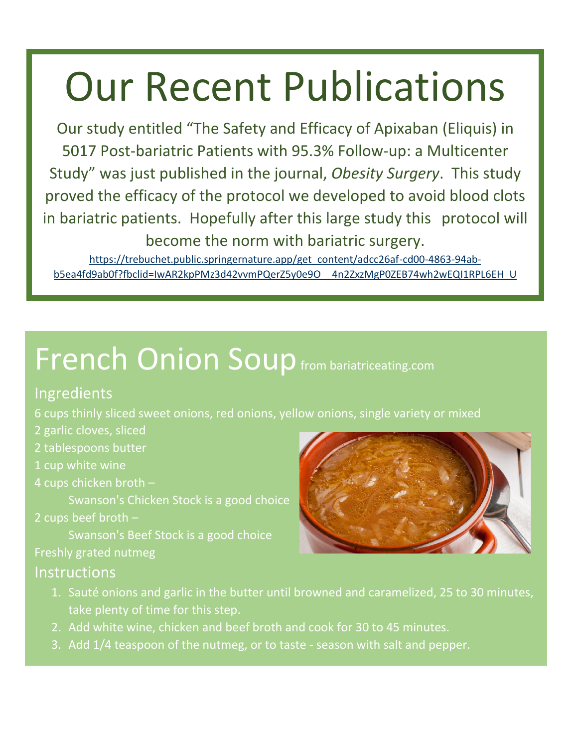# Our Recent Publications

Our study entitled "The Safety and Efficacy of Apixaban (Eliquis) in 5017 Post-bariatric Patients with 95.3% Follow-up: a Multicenter Study" was just published in the journal, *Obesity Surgery*. This study proved the efficacy of the protocol we developed to avoid blood clots in bariatric patients. Hopefully after this large study this protocol will become the norm with bariatric surgery.

https://trebuchet.public.springernature.app/get_content/adcc26af-cd00-4863-94ab-b5ea4fd9ab0f?fbclid=IwAR2kpPMz3d42vvmPQerZ5y0e9O__4n2ZxzMgP0ZEB74wh2wEQI1RPL6EH_U

# French Onion Soup from bariatriceating.com

## Ingredients

6 cups thinly sliced sweet onions, red onions, yellow onions, single variety or mixed
2 garlic cloves, sliced
2 tablespoons butter
1 cup white wine
4 cups chicken broth –
Swanson's Chicken Stock is a good choice
2 cups beef broth –
Swanson's Beef Stock is a good choice
Freshly grated nutmeg

## Instructions

1. Sauté onions and garlic in the butter until browned and caramelized, 25 to 30 minutes, take plenty of time for this step.
2. Add white wine, chicken and beef broth and cook for 30 to 45 minutes.
3. Add 1/4 teaspoon of the nutmeg, or to taste - season with salt and pepper.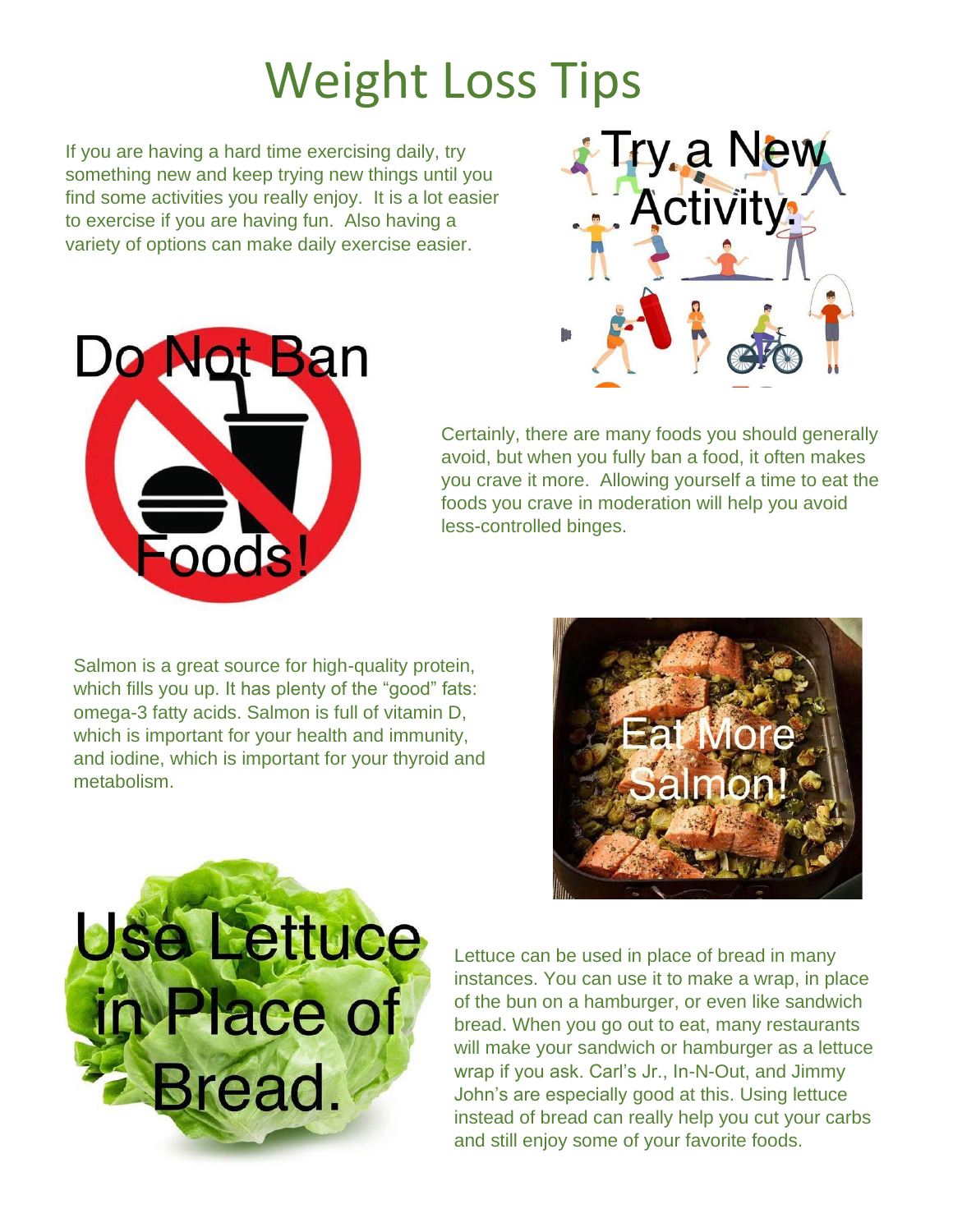# Weight Loss Tips

If you are having a hard time exercising daily, try something new and keep trying new things until you find some activities you really enjoy. It is a lot easier to exercise if you are having fun. Also having a variety of options can make daily exercise easier.

Try a New Activity.

Do Not Ban Foods!

Certainly, there are many foods you should generally avoid, but when you fully ban a food, it often makes you crave it more. Allowing yourself a time to eat the foods you crave in moderation will help you avoid less-controlled binges.

Salmon is a great source for high-quality protein, which fills you up. It has plenty of the "good" fats: omega-3 fatty acids. Salmon is full of vitamin D, which is important for your health and immunity, and iodine, which is important for your thyroid and metabolism.

Eat More Salmon!

Use Lettuce in Place of Bread.

Lettuce can be used in place of bread in many instances. You can use it to make a wrap, in place of the bun on a hamburger, or even like sandwich bread. When you go out to eat, many restaurants will make your sandwich or hamburger as a lettuce wrap if you ask. Carl's Jr., In-N-Out, and Jimmy John's are especially good at this. Using lettuce instead of bread can really help you cut your carbs and still enjoy some of your favorite foods.